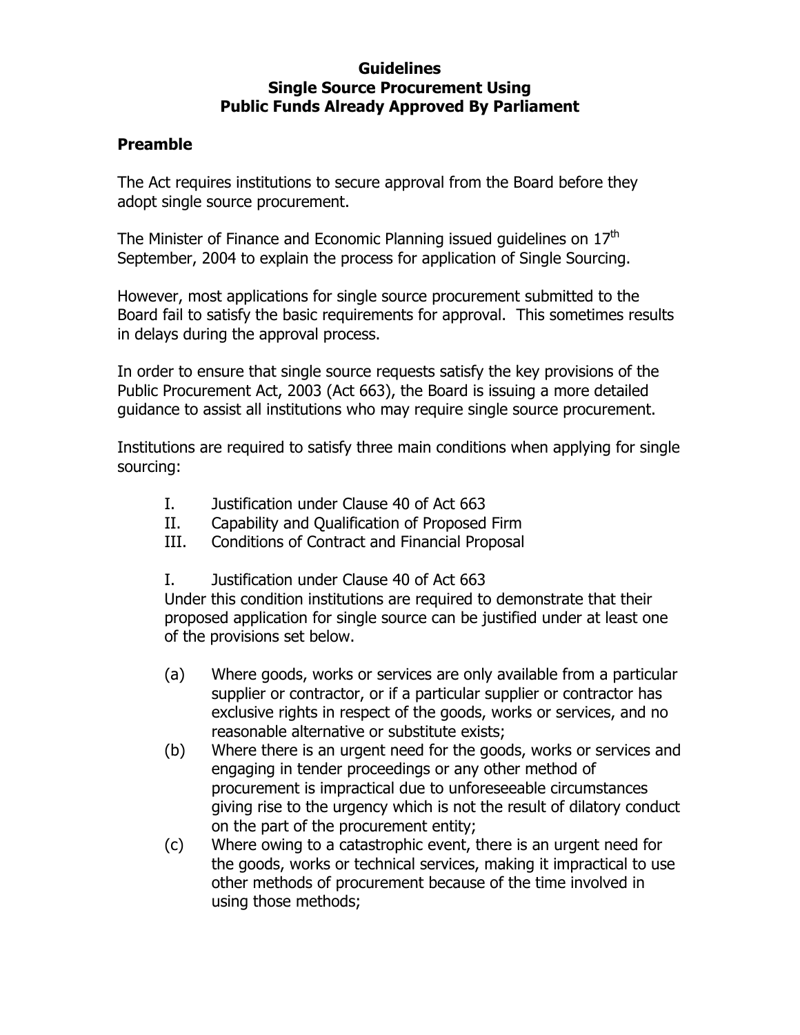# Guidelines
# Single Source Procurement Using
# Public Funds Already Approved By Parliament

## Preamble

The Act requires institutions to secure approval from the Board before they adopt single source procurement.

The Minister of Finance and Economic Planning issued guidelines on 17th September, 2004 to explain the process for application of Single Sourcing.

However, most applications for single source procurement submitted to the Board fail to satisfy the basic requirements for approval. This sometimes results in delays during the approval process.

In order to ensure that single source requests satisfy the key provisions of the Public Procurement Act, 2003 (Act 663), the Board is issuing a more detailed guidance to assist all institutions who may require single source procurement.

Institutions are required to satisfy three main conditions when applying for single sourcing:

I. Justification under Clause 40 of Act 663
II. Capability and Qualification of Proposed Firm
III. Conditions of Contract and Financial Proposal

I. Justification under Clause 40 of Act 663

Under this condition institutions are required to demonstrate that their proposed application for single source can be justified under at least one of the provisions set below.

(a) Where goods, works or services are only available from a particular supplier or contractor, or if a particular supplier or contractor has exclusive rights in respect of the goods, works or services, and no reasonable alternative or substitute exists;
(b) Where there is an urgent need for the goods, works or services and engaging in tender proceedings or any other method of procurement is impractical due to unforeseeable circumstances giving rise to the urgency which is not the result of dilatory conduct on the part of the procurement entity;
(c) Where owing to a catastrophic event, there is an urgent need for the goods, works or technical services, making it impractical to use other methods of procurement because of the time involved in using those methods;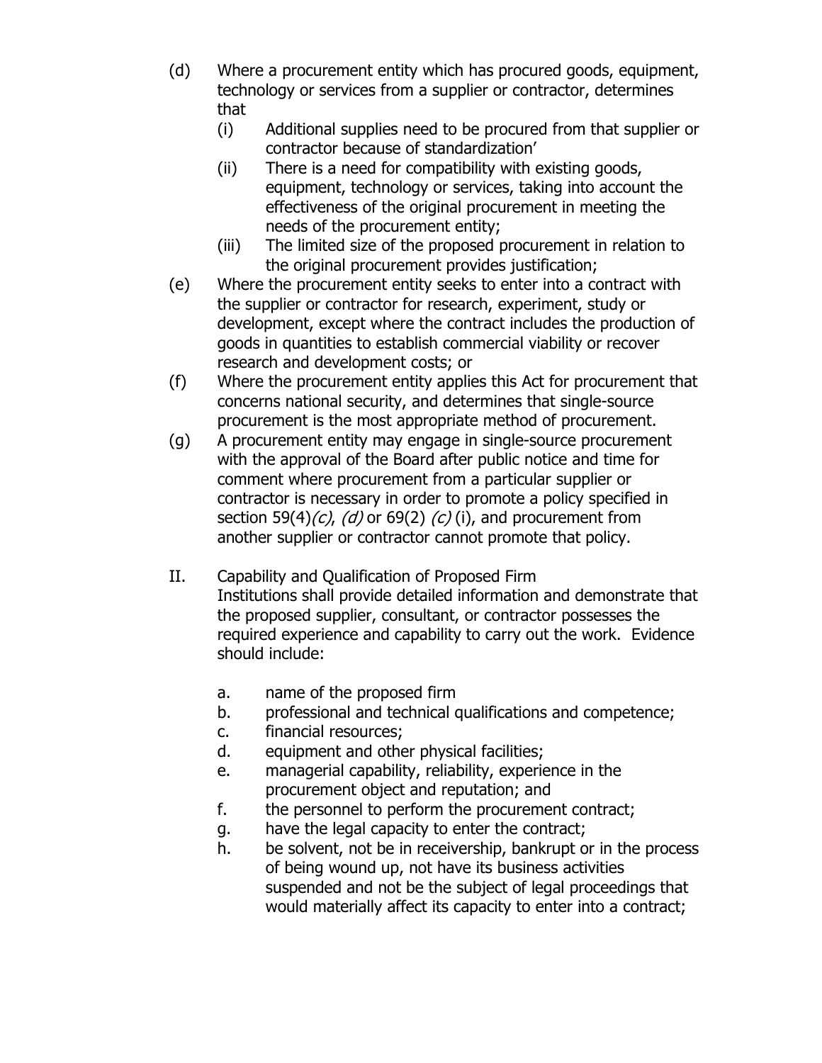(d) Where a procurement entity which has procured goods, equipment, technology or services from a supplier or contractor, determines that

   (i) Additional supplies need to be procured from that supplier or contractor because of standardization’
   
   (ii) There is a need for compatibility with existing goods, equipment, technology or services, taking into account the effectiveness of the original procurement in meeting the needs of the procurement entity;
   
   (iii) The limited size of the proposed procurement in relation to the original procurement provides justification;

(e) Where the procurement entity seeks to enter into a contract with the supplier or contractor for research, experiment, study or development, except where the contract includes the production of goods in quantities to establish commercial viability or recover research and development costs; or

(f) Where the procurement entity applies this Act for procurement that concerns national security, and determines that single-source procurement is the most appropriate method of procurement.

(g) A procurement entity may engage in single-source procurement with the approval of the Board after public notice and time for comment where procurement from a particular supplier or contractor is necessary in order to promote a policy specified in section 59(4)*(c)*, *(d)* or 69(2) *(c)* (i), and procurement from another supplier or contractor cannot promote that policy.

II. Capability and Qualification of Proposed Firm

Institutions shall provide detailed information and demonstrate that the proposed supplier, consultant, or contractor possesses the required experience and capability to carry out the work. Evidence should include:

a. name of the proposed firm
b. professional and technical qualifications and competence;
c. financial resources;
d. equipment and other physical facilities;
e. managerial capability, reliability, experience in the procurement object and reputation; and
f. the personnel to perform the procurement contract;
g. have the legal capacity to enter the contract;
h. be solvent, not be in receivership, bankrupt or in the process of being wound up, not have its business activities suspended and not be the subject of legal proceedings that would materially affect its capacity to enter into a contract;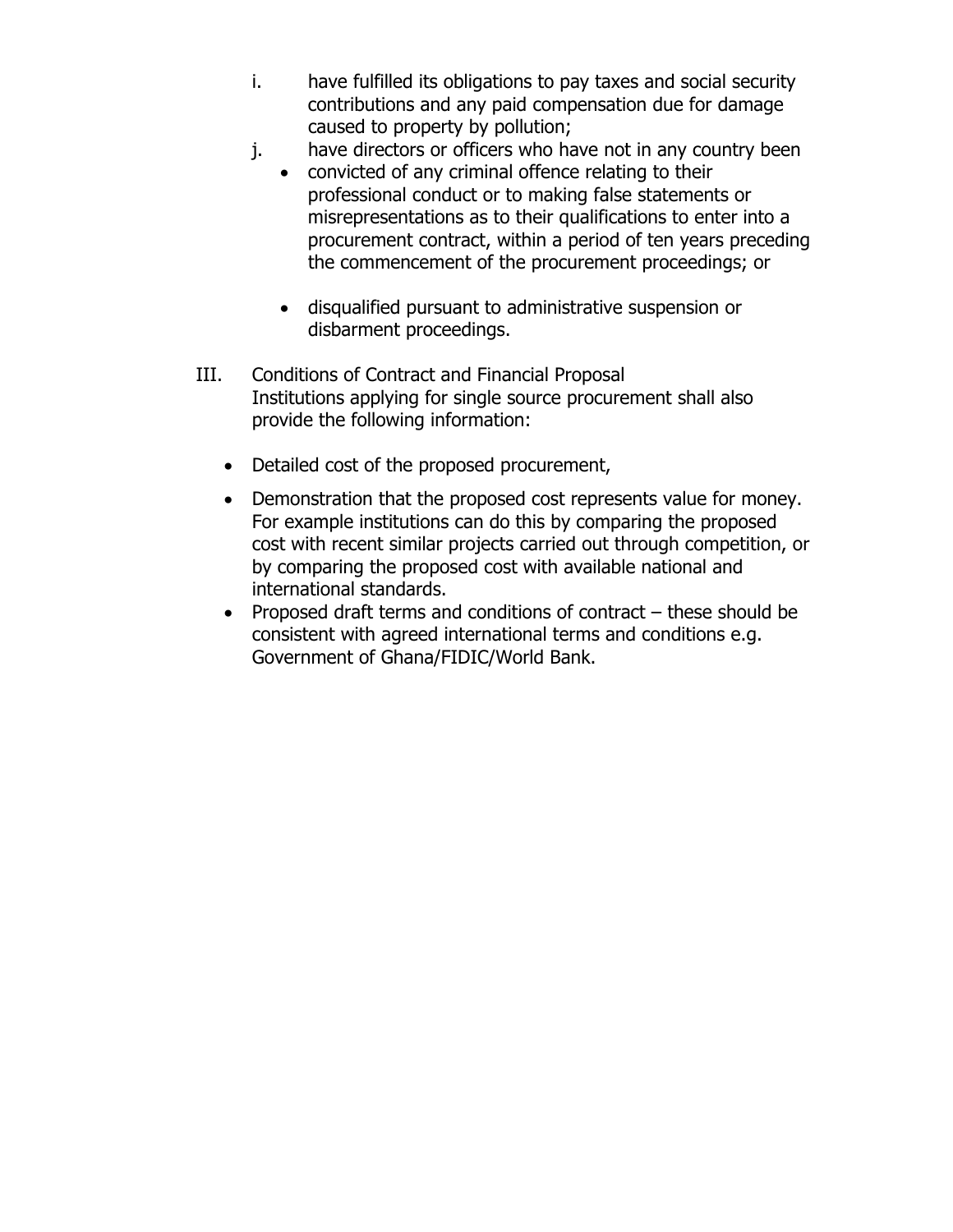i. have fulfilled its obligations to pay taxes and social security contributions and any paid compensation due for damage caused to property by pollution;

j. have directors or officers who have not in any country been
   - convicted of any criminal offence relating to their professional conduct or to making false statements or misrepresentations as to their qualifications to enter into a procurement contract, within a period of ten years preceding the commencement of the procurement proceedings; or
   - disqualified pursuant to administrative suspension or disbarment proceedings.

III. Conditions of Contract and Financial Proposal
Institutions applying for single source procurement shall also provide the following information:

- Detailed cost of the proposed procurement,
- Demonstration that the proposed cost represents value for money. For example institutions can do this by comparing the proposed cost with recent similar projects carried out through competition, or by comparing the proposed cost with available national and international standards.
- Proposed draft terms and conditions of contract – these should be consistent with agreed international terms and conditions e.g. Government of Ghana/FIDIC/World Bank.